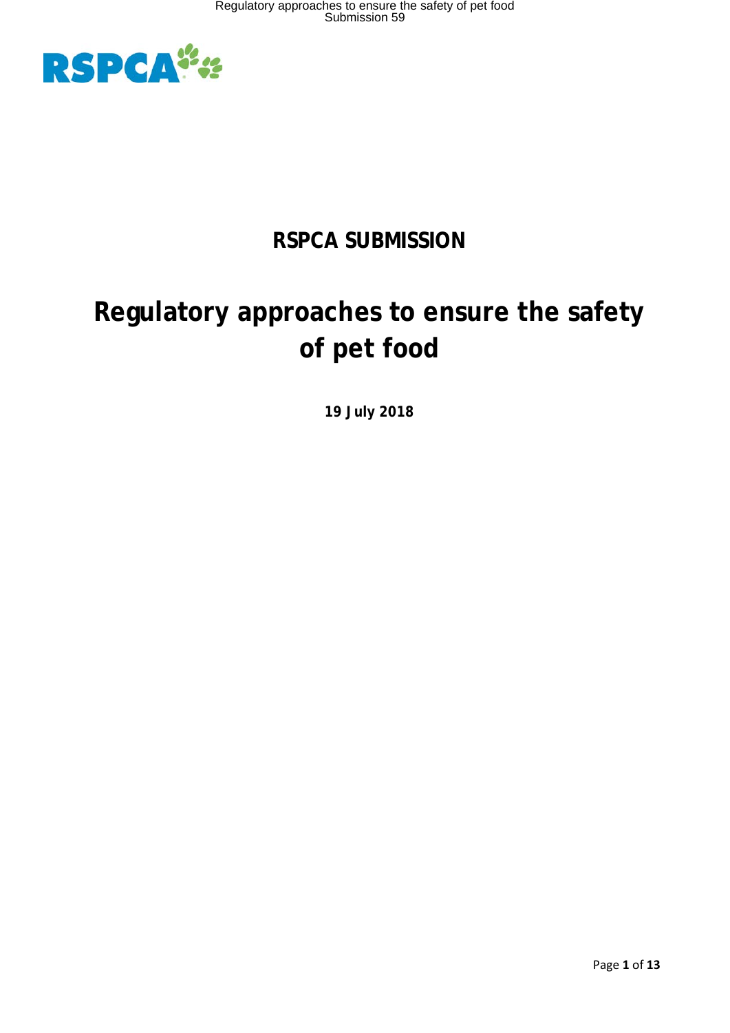**RSPCA SUBMISSION**

# Regulatory approaches to ensure the safety of pet food

**19 July 2018**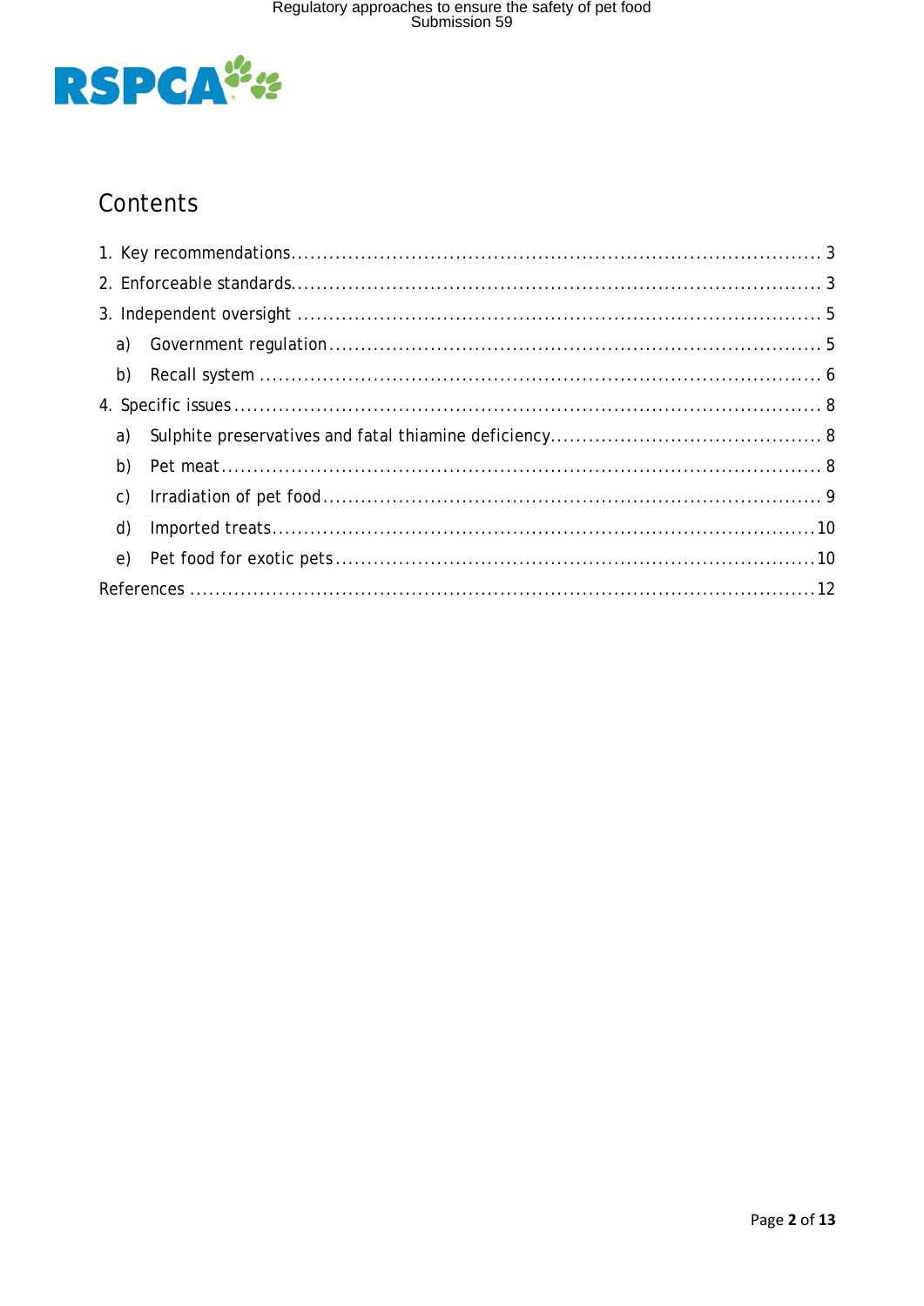# Contents

1. Key recommendations ........ 3
2. Enforceable standards ........ 3
3. Independent oversight ........ 5
   a) Government regulation ........ 5
   b) Recall system ........ 6
4. Specific issues ........ 8
   a) Sulphite preservatives and fatal thiamine deficiency ........ 8
   b) Pet meat ........ 8
   c) Irradiation of pet food ........ 9
   d) Imported treats ........ 10
   e) Pet food for exotic pets ........ 10

References ........ 12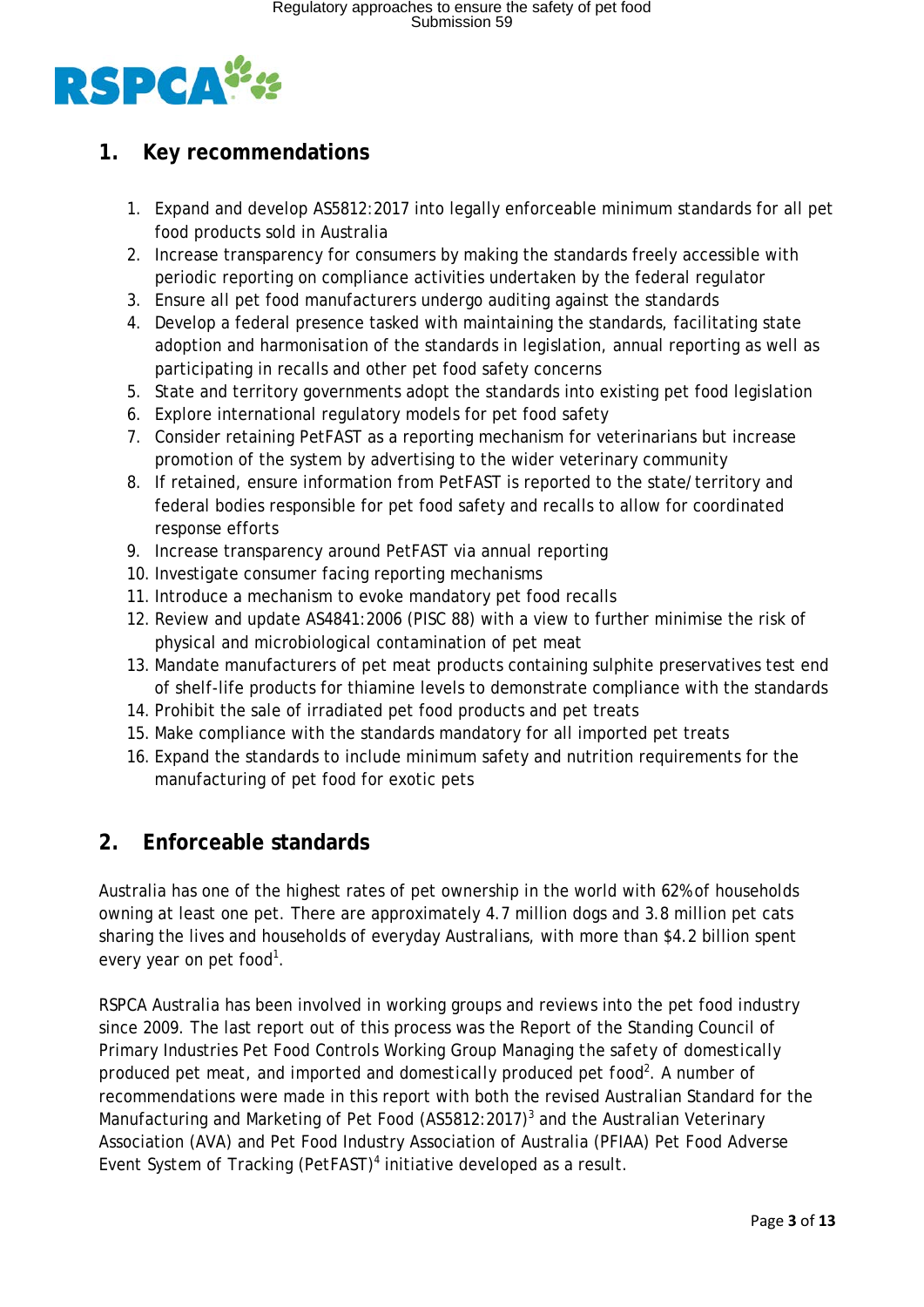## 1. Key recommendations

1. Expand and develop AS5812:2017 into legally enforceable minimum standards for all pet food products sold in Australia
2. Increase transparency for consumers by making the standards freely accessible with periodic reporting on compliance activities undertaken by the federal regulator
3. Ensure all pet food manufacturers undergo auditing against the standards
4. Develop a federal presence tasked with maintaining the standards, facilitating state adoption and harmonisation of the standards in legislation, annual reporting as well as participating in recalls and other pet food safety concerns
5. State and territory governments adopt the standards into existing pet food legislation
6. Explore international regulatory models for pet food safety
7. Consider retaining PetFAST as a reporting mechanism for veterinarians but increase promotion of the system by advertising to the wider veterinary community
8. If retained, ensure information from PetFAST is reported to the state/territory and federal bodies responsible for pet food safety and recalls to allow for coordinated response efforts
9. Increase transparency around PetFAST via annual reporting
10. Investigate consumer facing reporting mechanisms
11. Introduce a mechanism to evoke mandatory pet food recalls
12. Review and update AS4841:2006 (PISC 88) with a view to further minimise the risk of physical and microbiological contamination of pet meat
13. Mandate manufacturers of pet meat products containing sulphite preservatives test end of shelf-life products for thiamine levels to demonstrate compliance with the standards
14. Prohibit the sale of irradiated pet food products and pet treats
15. Make compliance with the standards mandatory for all imported pet treats
16. Expand the standards to include minimum safety and nutrition requirements for the manufacturing of pet food for exotic pets

## 2. Enforceable standards

Australia has one of the highest rates of pet ownership in the world with 62% of households owning at least one pet. There are approximately 4.7 million dogs and 3.8 million pet cats sharing the lives and households of everyday Australians, with more than $4.2 billion spent every year on pet food[1].

RSPCA Australia has been involved in working groups and reviews into the pet food industry since 2009. The last report out of this process was the Report of the Standing Council of Primary Industries Pet Food Controls Working Group Managing the safety of domestically produced pet meat, and imported and domestically produced pet food[2]. A number of recommendations were made in this report with both the revised Australian Standard for the Manufacturing and Marketing of Pet Food (AS5812:2017)[3] and the Australian Veterinary Association (AVA) and Pet Food Industry Association of Australia (PFIAA) Pet Food Adverse Event System of Tracking (PetFAST)[4] initiative developed as a result.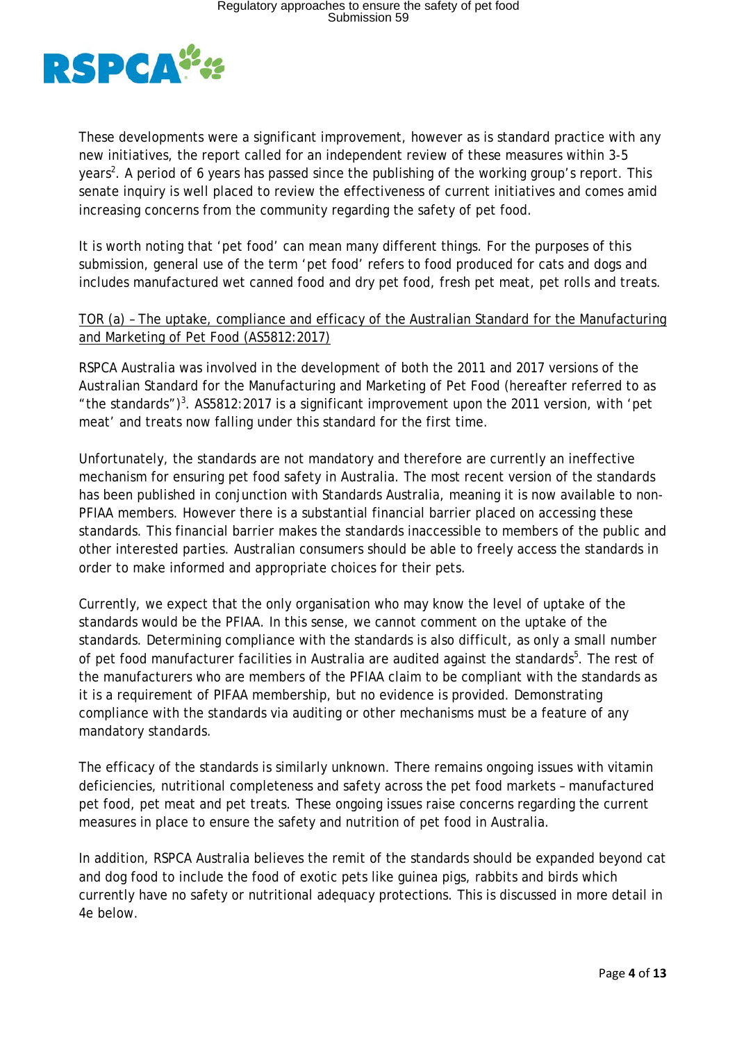These developments were a significant improvement, however as is standard practice with any new initiatives, the report called for an independent review of these measures within 3-5 years[2]. A period of 6 years has passed since the publishing of the working group's report. This senate inquiry is well placed to review the effectiveness of current initiatives and comes amid increasing concerns from the community regarding the safety of pet food.

It is worth noting that 'pet food' can mean many different things. For the purposes of this submission, general use of the term 'pet food' refers to food produced for cats and dogs and includes manufactured wet canned food and dry pet food, fresh pet meat, pet rolls and treats.

<u>TOR (a) – The uptake, compliance and efficacy of the Australian Standard for the Manufacturing and Marketing of Pet Food (AS5812:2017)</u>

RSPCA Australia was involved in the development of both the 2011 and 2017 versions of the Australian Standard for the Manufacturing and Marketing of Pet Food (hereafter referred to as "the standards")[3]. AS5812:2017 is a significant improvement upon the 2011 version, with 'pet meat' and treats now falling under this standard for the first time.

Unfortunately, the standards are not mandatory and therefore are currently an ineffective mechanism for ensuring pet food safety in Australia. The most recent version of the standards has been published in conjunction with Standards Australia, meaning it is now available to non-PFIAA members. However there is a substantial financial barrier placed on accessing these standards. This financial barrier makes the standards inaccessible to members of the public and other interested parties. Australian consumers should be able to freely access the standards in order to make informed and appropriate choices for their pets.

Currently, we expect that the only organisation who may know the level of uptake of the standards would be the PFIAA. In this sense, we cannot comment on the uptake of the standards. Determining compliance with the standards is also difficult, as only a small number of pet food manufacturer facilities in Australia are audited against the standards[5]. The rest of the manufacturers who are members of the PFIAA claim to be compliant with the standards as it is a requirement of PIFAA membership, but no evidence is provided. Demonstrating compliance with the standards via auditing or other mechanisms must be a feature of any mandatory standards.

The efficacy of the standards is similarly unknown. There remains ongoing issues with vitamin deficiencies, nutritional completeness and safety across the pet food markets – manufactured pet food, pet meat and pet treats. These ongoing issues raise concerns regarding the current measures in place to ensure the safety and nutrition of pet food in Australia.

In addition, RSPCA Australia believes the remit of the standards should be expanded beyond cat and dog food to include the food of exotic pets like guinea pigs, rabbits and birds which currently have no safety or nutritional adequacy protections. This is discussed in more detail in 4e below.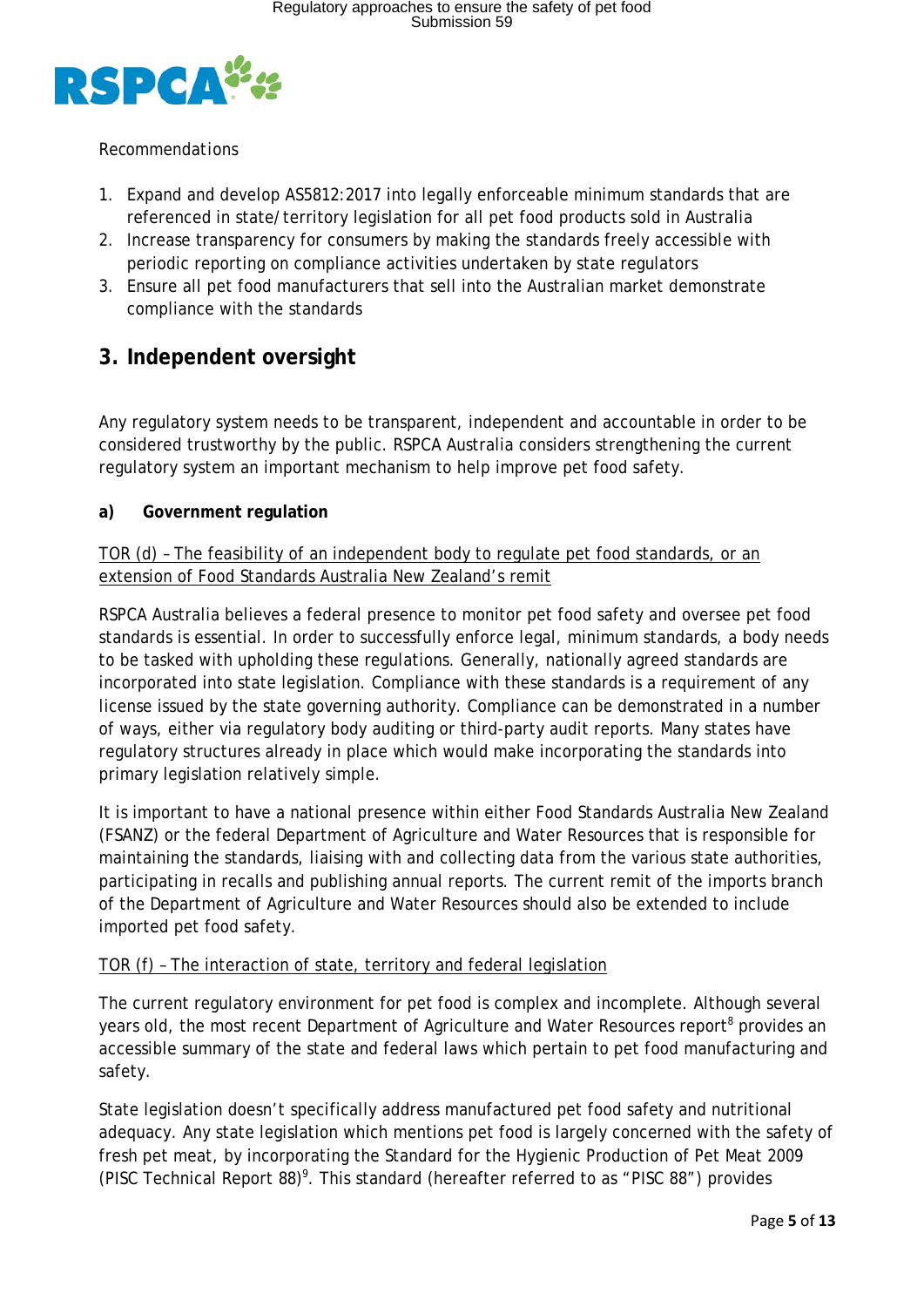Recommendations

1. Expand and develop AS5812:2017 into legally enforceable minimum standards that are referenced in state/territory legislation for all pet food products sold in Australia
2. Increase transparency for consumers by making the standards freely accessible with periodic reporting on compliance activities undertaken by state regulators
3. Ensure all pet food manufacturers that sell into the Australian market demonstrate compliance with the standards

## 3. Independent oversight

Any regulatory system needs to be transparent, independent and accountable in order to be considered trustworthy by the public. RSPCA Australia considers strengthening the current regulatory system an important mechanism to help improve pet food safety.

### a) Government regulation

TOR (d) – The feasibility of an independent body to regulate pet food standards, or an extension of Food Standards Australia New Zealand's remit

RSPCA Australia believes a federal presence to monitor pet food safety and oversee pet food standards is essential. In order to successfully enforce legal, minimum standards, a body needs to be tasked with upholding these regulations. Generally, nationally agreed standards are incorporated into state legislation. Compliance with these standards is a requirement of any license issued by the state governing authority. Compliance can be demonstrated in a number of ways, either via regulatory body auditing or third-party audit reports. Many states have regulatory structures already in place which would make incorporating the standards into primary legislation relatively simple.

It is important to have a national presence within either Food Standards Australia New Zealand (FSANZ) or the federal Department of Agriculture and Water Resources that is responsible for maintaining the standards, liaising with and collecting data from the various state authorities, participating in recalls and publishing annual reports. The current remit of the imports branch of the Department of Agriculture and Water Resources should also be extended to include imported pet food safety.

TOR (f) – The interaction of state, territory and federal legislation

The current regulatory environment for pet food is complex and incomplete. Although several years old, the most recent Department of Agriculture and Water Resources report[8] provides an accessible summary of the state and federal laws which pertain to pet food manufacturing and safety.

State legislation doesn't specifically address manufactured pet food safety and nutritional adequacy. Any state legislation which mentions pet food is largely concerned with the safety of fresh pet meat, by incorporating the Standard for the Hygienic Production of Pet Meat 2009 (PISC Technical Report 88)[9]. This standard (hereafter referred to as "PISC 88") provides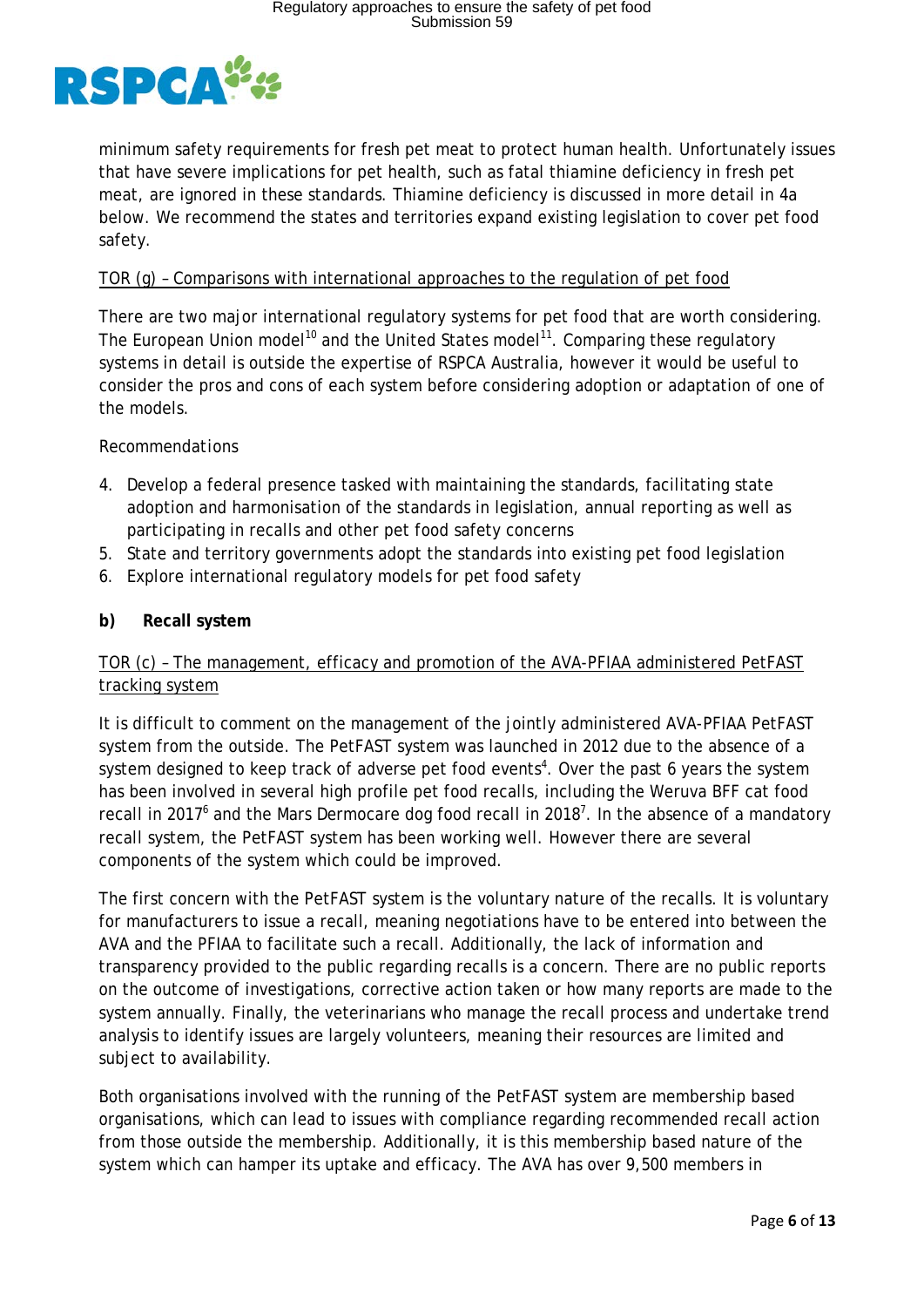minimum safety requirements for fresh pet meat to protect human health. Unfortunately issues that have severe implications for pet health, such as fatal thiamine deficiency in fresh pet meat, are ignored in these standards. Thiamine deficiency is discussed in more detail in 4a below. We recommend the states and territories expand existing legislation to cover pet food safety.

TOR (g) – Comparisons with international approaches to the regulation of pet food

There are two major international regulatory systems for pet food that are worth considering. The European Union model[10] and the United States model[11]. Comparing these regulatory systems in detail is outside the expertise of RSPCA Australia, however it would be useful to consider the pros and cons of each system before considering adoption or adaptation of one of the models.

Recommendations

4. Develop a federal presence tasked with maintaining the standards, facilitating state adoption and harmonisation of the standards in legislation, annual reporting as well as participating in recalls and other pet food safety concerns
5. State and territory governments adopt the standards into existing pet food legislation
6. Explore international regulatory models for pet food safety

**b) Recall system**

TOR (c) – The management, efficacy and promotion of the AVA-PFIAA administered PetFAST tracking system

It is difficult to comment on the management of the jointly administered AVA-PFIAA PetFAST system from the outside. The PetFAST system was launched in 2012 due to the absence of a system designed to keep track of adverse pet food events[4]. Over the past 6 years the system has been involved in several high profile pet food recalls, including the Weruva BFF cat food recall in 2017[6] and the Mars Dermocare dog food recall in 2018[7]. In the absence of a mandatory recall system, the PetFAST system has been working well. However there are several components of the system which could be improved.

The first concern with the PetFAST system is the voluntary nature of the recalls. It is voluntary for manufacturers to issue a recall, meaning negotiations have to be entered into between the AVA and the PFIAA to facilitate such a recall. Additionally, the lack of information and transparency provided to the public regarding recalls is a concern. There are no public reports on the outcome of investigations, corrective action taken or how many reports are made to the system annually. Finally, the veterinarians who manage the recall process and undertake trend analysis to identify issues are largely volunteers, meaning their resources are limited and subject to availability.

Both organisations involved with the running of the PetFAST system are membership based organisations, which can lead to issues with compliance regarding recommended recall action from those outside the membership. Additionally, it is this membership based nature of the system which can hamper its uptake and efficacy. The AVA has over 9,500 members in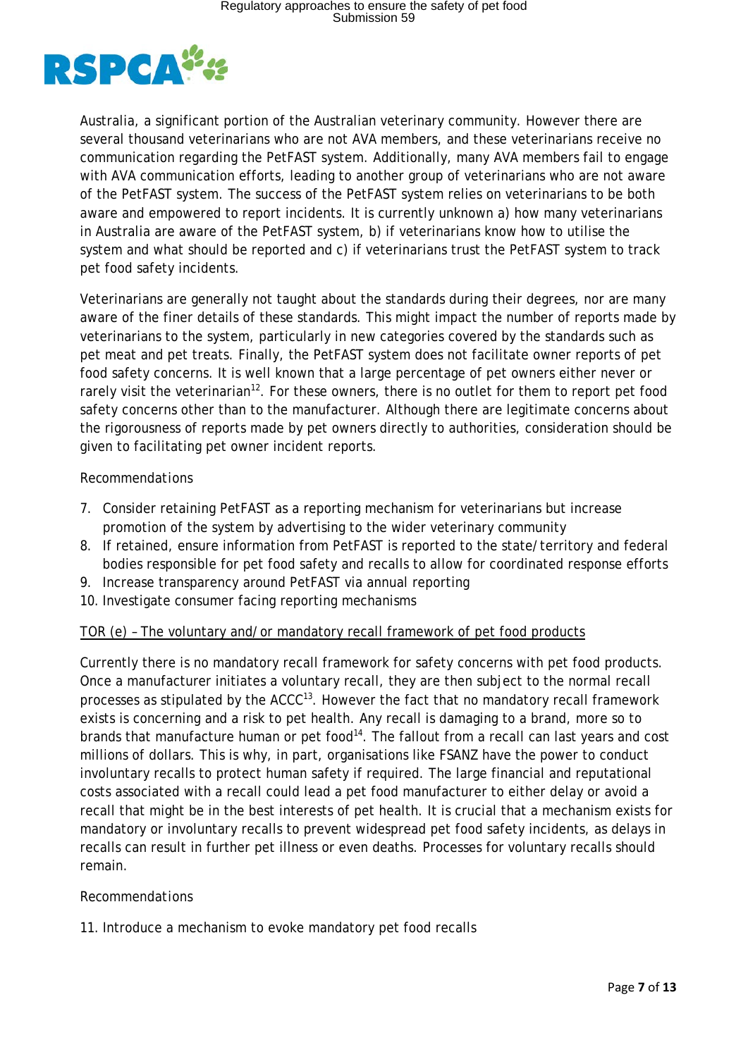Australia, a significant portion of the Australian veterinary community. However there are several thousand veterinarians who are not AVA members, and these veterinarians receive no communication regarding the PetFAST system. Additionally, many AVA members fail to engage with AVA communication efforts, leading to another group of veterinarians who are not aware of the PetFAST system. The success of the PetFAST system relies on veterinarians to be both aware and empowered to report incidents. It is currently unknown a) how many veterinarians in Australia are aware of the PetFAST system, b) if veterinarians know how to utilise the system and what should be reported and c) if veterinarians trust the PetFAST system to track pet food safety incidents.

Veterinarians are generally not taught about the standards during their degrees, nor are many aware of the finer details of these standards. This might impact the number of reports made by veterinarians to the system, particularly in new categories covered by the standards such as pet meat and pet treats. Finally, the PetFAST system does not facilitate owner reports of pet food safety concerns. It is well known that a large percentage of pet owners either never or rarely visit the veterinarian[12]. For these owners, there is no outlet for them to report pet food safety concerns other than to the manufacturer. Although there are legitimate concerns about the rigorousness of reports made by pet owners directly to authorities, consideration should be given to facilitating pet owner incident reports.

Recommendations

7. Consider retaining PetFAST as a reporting mechanism for veterinarians but increase promotion of the system by advertising to the wider veterinary community
8. If retained, ensure information from PetFAST is reported to the state/territory and federal bodies responsible for pet food safety and recalls to allow for coordinated response efforts
9. Increase transparency around PetFAST via annual reporting
10. Investigate consumer facing reporting mechanisms

<u>TOR (e) – The voluntary and/or mandatory recall framework of pet food products</u>

Currently there is no mandatory recall framework for safety concerns with pet food products. Once a manufacturer initiates a voluntary recall, they are then subject to the normal recall processes as stipulated by the ACCC[13]. However the fact that no mandatory recall framework exists is concerning and a risk to pet health. Any recall is damaging to a brand, more so to brands that manufacture human or pet food[14]. The fallout from a recall can last years and cost millions of dollars. This is why, in part, organisations like FSANZ have the power to conduct involuntary recalls to protect human safety if required. The large financial and reputational costs associated with a recall could lead a pet food manufacturer to either delay or avoid a recall that might be in the best interests of pet health. It is crucial that a mechanism exists for mandatory or involuntary recalls to prevent widespread pet food safety incidents, as delays in recalls can result in further pet illness or even deaths. Processes for voluntary recalls should remain.

Recommendations

11. Introduce a mechanism to evoke mandatory pet food recalls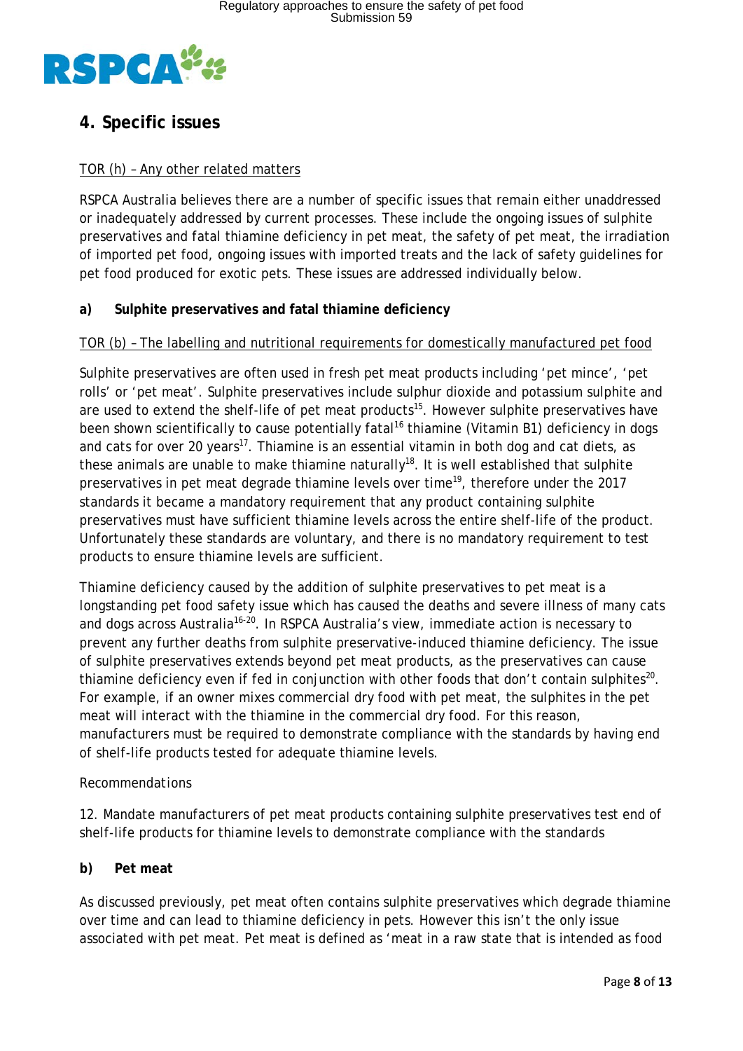## 4. Specific issues

TOR (h) – Any other related matters

RSPCA Australia believes there are a number of specific issues that remain either unaddressed or inadequately addressed by current processes. These include the ongoing issues of sulphite preservatives and fatal thiamine deficiency in pet meat, the safety of pet meat, the irradiation of imported pet food, ongoing issues with imported treats and the lack of safety guidelines for pet food produced for exotic pets. These issues are addressed individually below.

### a) Sulphite preservatives and fatal thiamine deficiency

TOR (b) – The labelling and nutritional requirements for domestically manufactured pet food

Sulphite preservatives are often used in fresh pet meat products including 'pet mince', 'pet rolls' or 'pet meat'. Sulphite preservatives include sulphur dioxide and potassium sulphite and are used to extend the shelf-life of pet meat products[15]. However sulphite preservatives have been shown scientifically to cause potentially fatal[16] thiamine (Vitamin B1) deficiency in dogs and cats for over 20 years[17]. Thiamine is an essential vitamin in both dog and cat diets, as these animals are unable to make thiamine naturally[18]. It is well established that sulphite preservatives in pet meat degrade thiamine levels over time[19], therefore under the 2017 standards it became a mandatory requirement that any product containing sulphite preservatives must have sufficient thiamine levels across the entire shelf-life of the product. Unfortunately these standards are voluntary, and there is no mandatory requirement to test products to ensure thiamine levels are sufficient.

Thiamine deficiency caused by the addition of sulphite preservatives to pet meat is a longstanding pet food safety issue which has caused the deaths and severe illness of many cats and dogs across Australia[16-20]. In RSPCA Australia's view, immediate action is necessary to prevent any further deaths from sulphite preservative-induced thiamine deficiency. The issue of sulphite preservatives extends beyond pet meat products, as the preservatives can cause thiamine deficiency even if fed in conjunction with other foods that don't contain sulphites[20]. For example, if an owner mixes commercial dry food with pet meat, the sulphites in the pet meat will interact with the thiamine in the commercial dry food. For this reason, manufacturers must be required to demonstrate compliance with the standards by having end of shelf-life products tested for adequate thiamine levels.

Recommendations

12. Mandate manufacturers of pet meat products containing sulphite preservatives test end of shelf-life products for thiamine levels to demonstrate compliance with the standards

### b) Pet meat

As discussed previously, pet meat often contains sulphite preservatives which degrade thiamine over time and can lead to thiamine deficiency in pets. However this isn't the only issue associated with pet meat. Pet meat is defined as 'meat in a raw state that is intended as food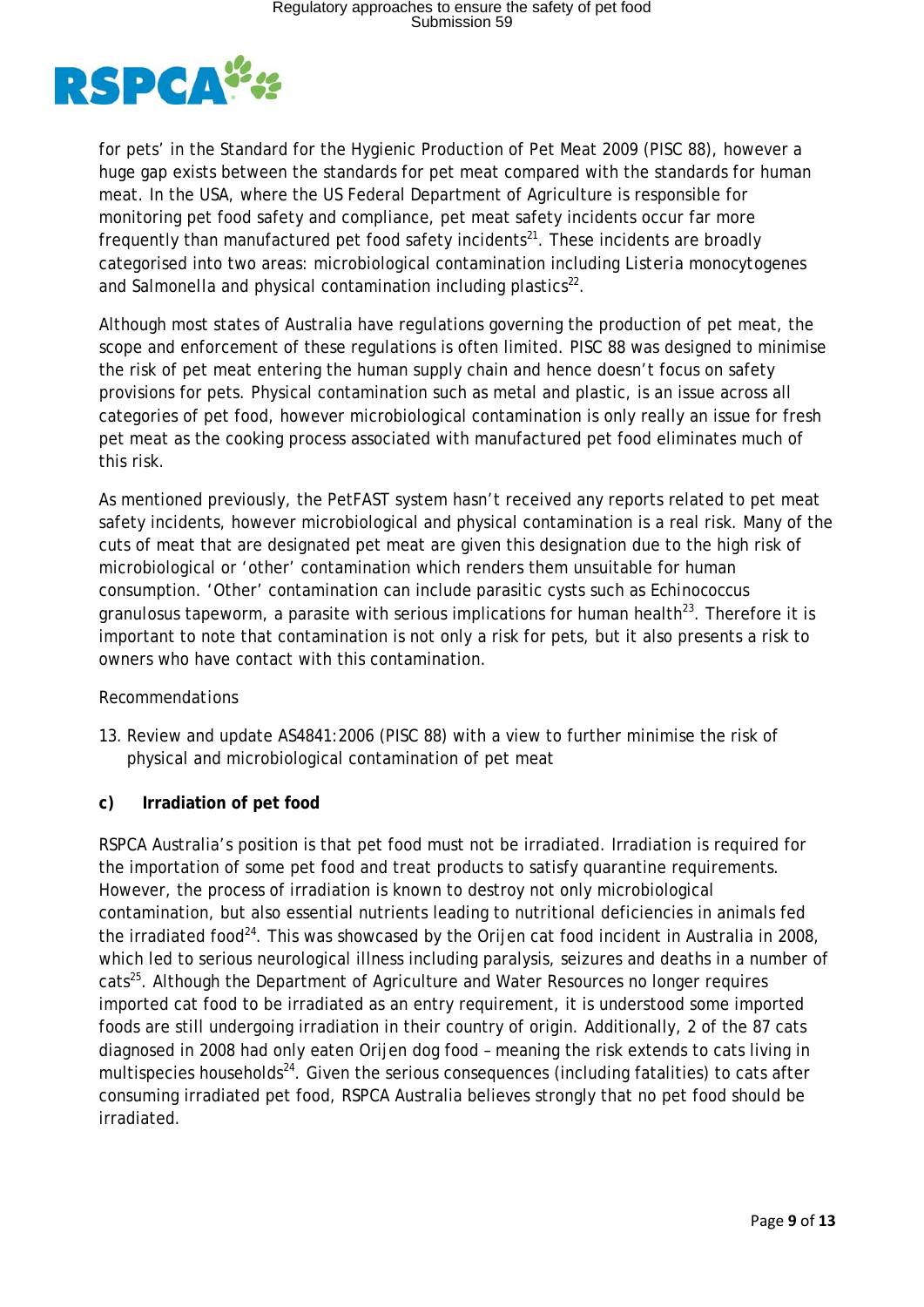for pets' in the Standard for the Hygienic Production of Pet Meat 2009 (PISC 88), however a huge gap exists between the standards for pet meat compared with the standards for human meat. In the USA, where the US Federal Department of Agriculture is responsible for monitoring pet food safety and compliance, pet meat safety incidents occur far more frequently than manufactured pet food safety incidents[21]. These incidents are broadly categorised into two areas: microbiological contamination including *Listeria monocytogenes* and *Salmonella* and physical contamination including plastics[22].

Although most states of Australia have regulations governing the production of pet meat, the scope and enforcement of these regulations is often limited. PISC 88 was designed to minimise the risk of pet meat entering the human supply chain and hence doesn't focus on safety provisions for pets. Physical contamination such as metal and plastic, is an issue across all categories of pet food, however microbiological contamination is only really an issue for fresh pet meat as the cooking process associated with manufactured pet food eliminates much of this risk.

As mentioned previously, the PetFAST system hasn't received any reports related to pet meat safety incidents, however microbiological and physical contamination is a real risk. Many of the cuts of meat that are designated pet meat are given this designation due to the high risk of microbiological or 'other' contamination which renders them unsuitable for human consumption. 'Other' contamination can include parasitic cysts such as *Echinococcus granulosus* tapeworm, a parasite with serious implications for human health[23]. Therefore it is important to note that contamination is not only a risk for pets, but it also presents a risk to owners who have contact with this contamination.

*Recommendations*

13. Review and update AS4841:2006 (PISC 88) with a view to further minimise the risk of physical and microbiological contamination of pet meat

### c) Irradiation of pet food

RSPCA Australia's position is that pet food must not be irradiated. Irradiation is required for the importation of some pet food and treat products to satisfy quarantine requirements. However, the process of irradiation is known to destroy not only microbiological contamination, but also essential nutrients leading to nutritional deficiencies in animals fed the irradiated food[24]. This was showcased by the Orijen cat food incident in Australia in 2008, which led to serious neurological illness including paralysis, seizures and deaths in a number of cats[25]. Although the Department of Agriculture and Water Resources no longer requires imported cat food to be irradiated as an entry requirement, it is understood some imported foods are still undergoing irradiation in their country of origin. Additionally, 2 of the 87 cats diagnosed in 2008 had only eaten Orijen dog food – meaning the risk extends to cats living in multispecies households[24]. Given the serious consequences (including fatalities) to cats after consuming irradiated pet food, RSPCA Australia believes strongly that no pet food should be irradiated.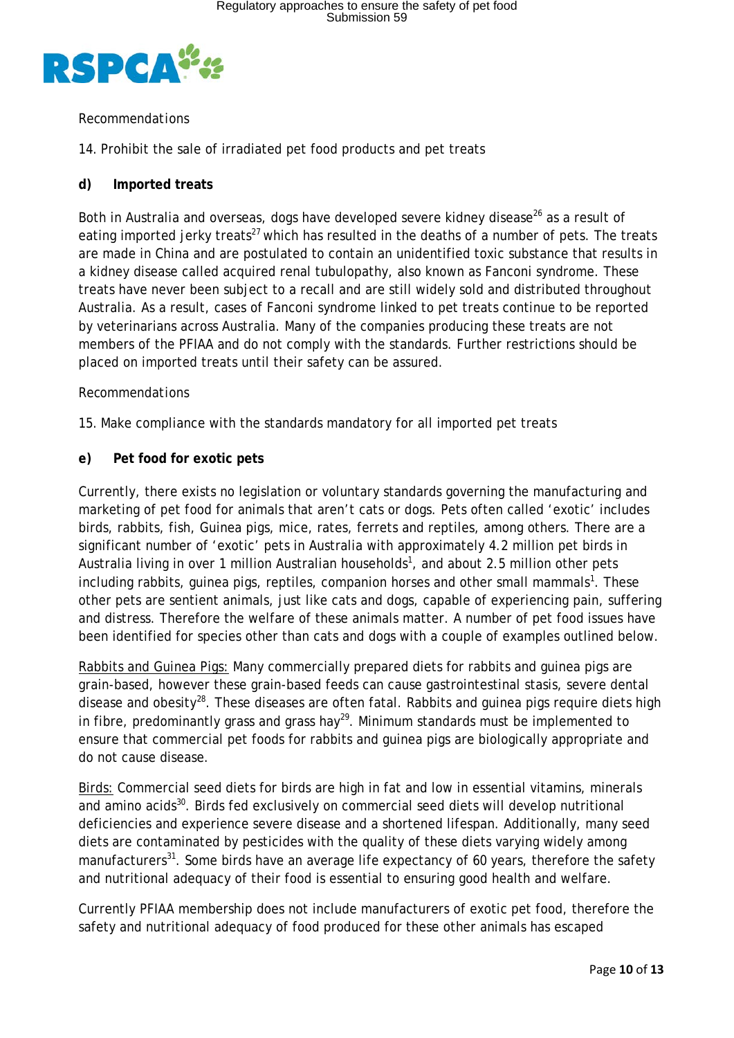Recommendations

14. Prohibit the sale of irradiated pet food products and pet treats

**d) Imported treats**

Both in Australia and overseas, dogs have developed severe kidney disease[26] as a result of eating imported jerky treats[27] which has resulted in the deaths of a number of pets. The treats are made in China and are postulated to contain an unidentified toxic substance that results in a kidney disease called acquired renal tubulopathy, also known as Fanconi syndrome. These treats have never been subject to a recall and are still widely sold and distributed throughout Australia. As a result, cases of Fanconi syndrome linked to pet treats continue to be reported by veterinarians across Australia. Many of the companies producing these treats are not members of the PFIAA and do not comply with the standards. Further restrictions should be placed on imported treats until their safety can be assured.

Recommendations

15. Make compliance with the standards mandatory for all imported pet treats

**e) Pet food for exotic pets**

Currently, there exists no legislation or voluntary standards governing the manufacturing and marketing of pet food for animals that aren't cats or dogs. Pets often called 'exotic' includes birds, rabbits, fish, Guinea pigs, mice, rates, ferrets and reptiles, among others. There are a significant number of 'exotic' pets in Australia with approximately 4.2 million pet birds in Australia living in over 1 million Australian households[1], and about 2.5 million other pets including rabbits, guinea pigs, reptiles, companion horses and other small mammals[1]. These other pets are sentient animals, just like cats and dogs, capable of experiencing pain, suffering and distress. Therefore the welfare of these animals matter. A number of pet food issues have been identified for species other than cats and dogs with a couple of examples outlined below.

Rabbits and Guinea Pigs: Many commercially prepared diets for rabbits and guinea pigs are grain-based, however these grain-based feeds can cause gastrointestinal stasis, severe dental disease and obesity[28]. These diseases are often fatal. Rabbits and guinea pigs require diets high in fibre, predominantly grass and grass hay[29]. Minimum standards must be implemented to ensure that commercial pet foods for rabbits and guinea pigs are biologically appropriate and do not cause disease.

Birds: Commercial seed diets for birds are high in fat and low in essential vitamins, minerals and amino acids[30]. Birds fed exclusively on commercial seed diets will develop nutritional deficiencies and experience severe disease and a shortened lifespan. Additionally, many seed diets are contaminated by pesticides with the quality of these diets varying widely among manufacturers[31]. Some birds have an average life expectancy of 60 years, therefore the safety and nutritional adequacy of their food is essential to ensuring good health and welfare.

Currently PFIAA membership does not include manufacturers of exotic pet food, therefore the safety and nutritional adequacy of food produced for these other animals has escaped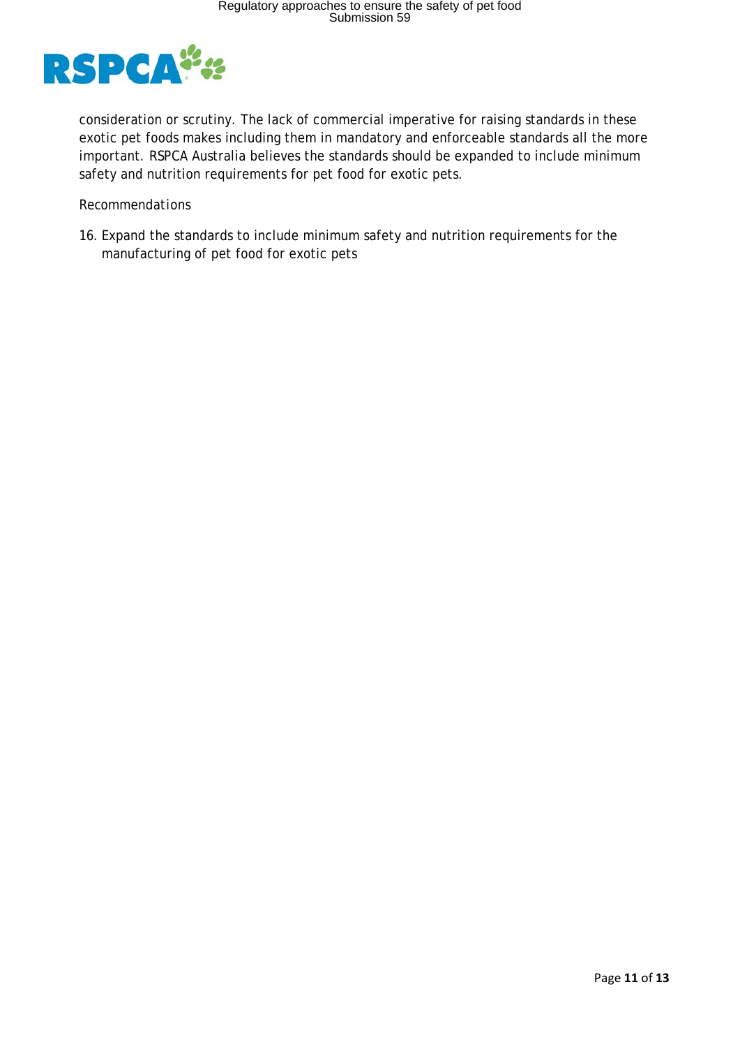consideration or scrutiny. The lack of commercial imperative for raising standards in these exotic pet foods makes including them in mandatory and enforceable standards all the more important. RSPCA Australia believes the standards should be expanded to include minimum safety and nutrition requirements for pet food for exotic pets.

Recommendations

16. Expand the standards to include minimum safety and nutrition requirements for the manufacturing of pet food for exotic pets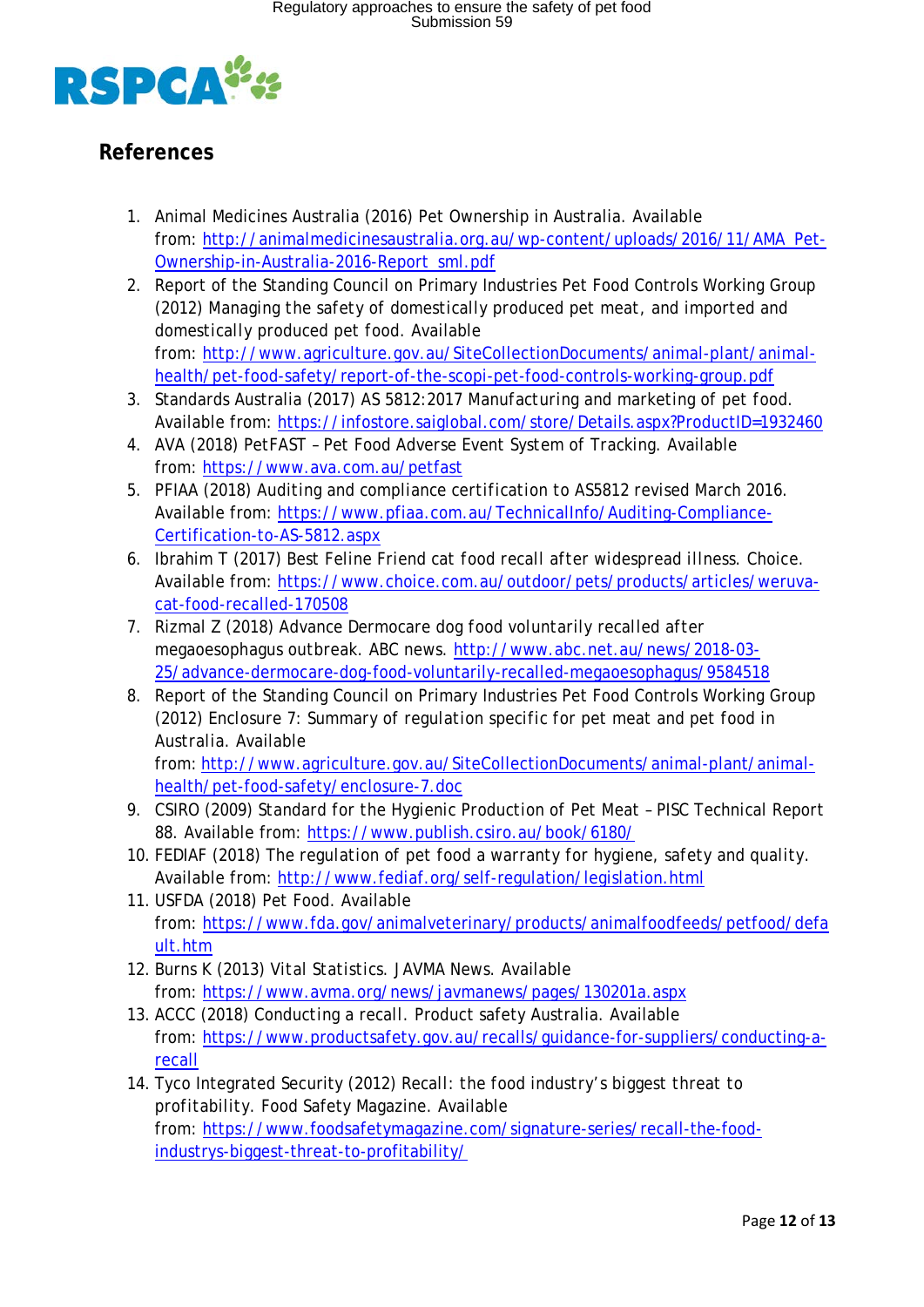## References

1. Animal Medicines Australia (2016) Pet Ownership in Australia. Available from: http://animalmedicinesaustralia.org.au/wp-content/uploads/2016/11/AMA_Pet-Ownership-in-Australia-2016-Report_sml.pdf
2. Report of the Standing Council on Primary Industries Pet Food Controls Working Group (2012) Managing the safety of domestically produced pet meat, and imported and domestically produced pet food. Available from: http://www.agriculture.gov.au/SiteCollectionDocuments/animal-plant/animal-health/pet-food-safety/report-of-the-scopi-pet-food-controls-working-group.pdf
3. Standards Australia (2017) AS 5812:2017 Manufacturing and marketing of pet food. Available from: https://infostore.saiglobal.com/store/Details.aspx?ProductID=1932460
4. AVA (2018) PetFAST – Pet Food Adverse Event System of Tracking. Available from: https://www.ava.com.au/petfast
5. PFIAA (2018) Auditing and compliance certification to AS5812 revised March 2016. Available from: https://www.pfiaa.com.au/TechnicalInfo/Auditing-Compliance-Certification-to-AS-5812.aspx
6. Ibrahim T (2017) Best Feline Friend cat food recall after widespread illness. Choice. Available from: https://www.choice.com.au/outdoor/pets/products/articles/weruva-cat-food-recalled-170508
7. Rizmal Z (2018) Advance Dermocare dog food voluntarily recalled after megaoesophagus outbreak. ABC news. http://www.abc.net.au/news/2018-03-25/advance-dermocare-dog-food-voluntarily-recalled-megaoesophagus/9584518
8. Report of the Standing Council on Primary Industries Pet Food Controls Working Group (2012) Enclosure 7: Summary of regulation specific for pet meat and pet food in Australia. Available from: http://www.agriculture.gov.au/SiteCollectionDocuments/animal-plant/animal-health/pet-food-safety/enclosure-7.doc
9. CSIRO (2009) Standard for the Hygienic Production of Pet Meat – PISC Technical Report 88. Available from: https://www.publish.csiro.au/book/6180/
10. FEDIAF (2018) The regulation of pet food a warranty for hygiene, safety and quality. Available from: http://www.fediaf.org/self-regulation/legislation.html
11. USFDA (2018) Pet Food. Available from: https://www.fda.gov/animalveterinary/products/animalfoodfeeds/petfood/default.htm
12. Burns K (2013) Vital Statistics. JAVMA News. Available from: https://www.avma.org/news/javmanews/pages/130201a.aspx
13. ACCC (2018) Conducting a recall. Product safety Australia. Available from: https://www.productsafety.gov.au/recalls/guidance-for-suppliers/conducting-a-recall
14. Tyco Integrated Security (2012) Recall: the food industry's biggest threat to profitability. Food Safety Magazine. Available from: https://www.foodsafetymagazine.com/signature-series/recall-the-food-industrys-biggest-threat-to-profitability/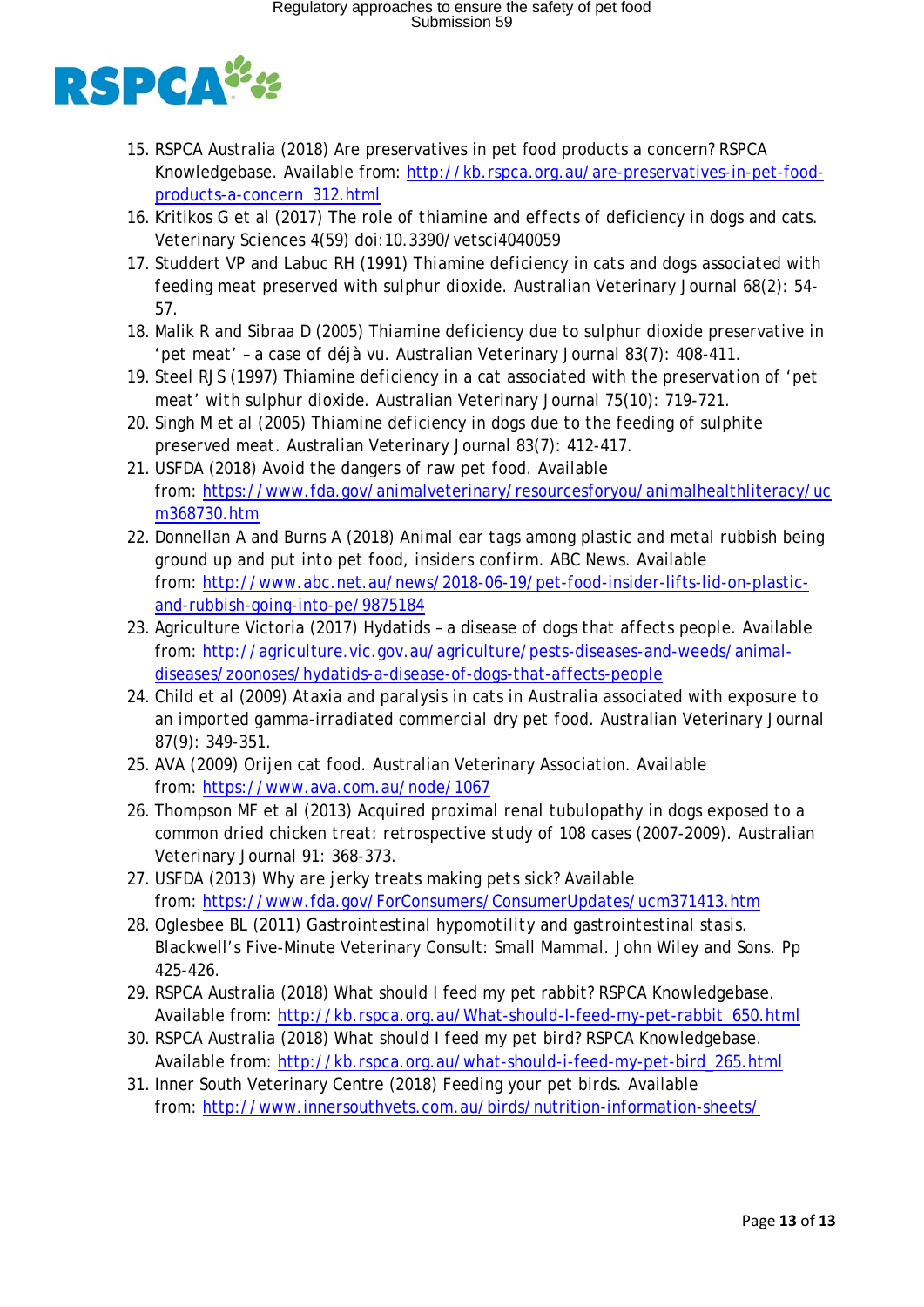15. RSPCA Australia (2018) Are preservatives in pet food products a concern? RSPCA Knowledgebase. Available from: http://kb.rspca.org.au/are-preservatives-in-pet-food-products-a-concern_312.html
16. Kritikos G et al (2017) The role of thiamine and effects of deficiency in dogs and cats. Veterinary Sciences 4(59) doi:10.3390/vetsci4040059
17. Studdert VP and Labuc RH (1991) Thiamine deficiency in cats and dogs associated with feeding meat preserved with sulphur dioxide. Australian Veterinary Journal 68(2): 54-57.
18. Malik R and Sibraa D (2005) Thiamine deficiency due to sulphur dioxide preservative in 'pet meat' – a case of déjà vu. Australian Veterinary Journal 83(7): 408-411.
19. Steel RJS (1997) Thiamine deficiency in a cat associated with the preservation of 'pet meat' with sulphur dioxide. Australian Veterinary Journal 75(10): 719-721.
20. Singh M et al (2005) Thiamine deficiency in dogs due to the feeding of sulphite preserved meat. Australian Veterinary Journal 83(7): 412-417.
21. USFDA (2018) Avoid the dangers of raw pet food. Available from: https://www.fda.gov/animalveterinary/resourcesforyou/animalhealthliteracy/ucm368730.htm
22. Donnellan A and Burns A (2018) Animal ear tags among plastic and metal rubbish being ground up and put into pet food, insiders confirm. ABC News. Available from: http://www.abc.net.au/news/2018-06-19/pet-food-insider-lifts-lid-on-plastic-and-rubbish-going-into-pe/9875184
23. Agriculture Victoria (2017) Hydatids – a disease of dogs that affects people. Available from: http://agriculture.vic.gov.au/agriculture/pests-diseases-and-weeds/animal-diseases/zoonoses/hydatids-a-disease-of-dogs-that-affects-people
24. Child et al (2009) Ataxia and paralysis in cats in Australia associated with exposure to an imported gamma-irradiated commercial dry pet food. Australian Veterinary Journal 87(9): 349-351.
25. AVA (2009) Orijen cat food. Australian Veterinary Association. Available from: https://www.ava.com.au/node/1067
26. Thompson MF et al (2013) Acquired proximal renal tubulopathy in dogs exposed to a common dried chicken treat: retrospective study of 108 cases (2007-2009). Australian Veterinary Journal 91: 368-373.
27. USFDA (2013) Why are jerky treats making pets sick? Available from: https://www.fda.gov/ForConsumers/ConsumerUpdates/ucm371413.htm
28. Oglesbee BL (2011) Gastrointestinal hypomotility and gastrointestinal stasis. Blackwell's Five-Minute Veterinary Consult: Small Mammal. John Wiley and Sons. Pp 425-426.
29. RSPCA Australia (2018) What should I feed my pet rabbit? RSPCA Knowledgebase. Available from: http://kb.rspca.org.au/What-should-I-feed-my-pet-rabbit_650.html
30. RSPCA Australia (2018) What should I feed my pet bird? RSPCA Knowledgebase. Available from: http://kb.rspca.org.au/what-should-i-feed-my-pet-bird_265.html
31. Inner South Veterinary Centre (2018) Feeding your pet birds. Available from: http://www.innersouthvets.com.au/birds/nutrition-information-sheets/